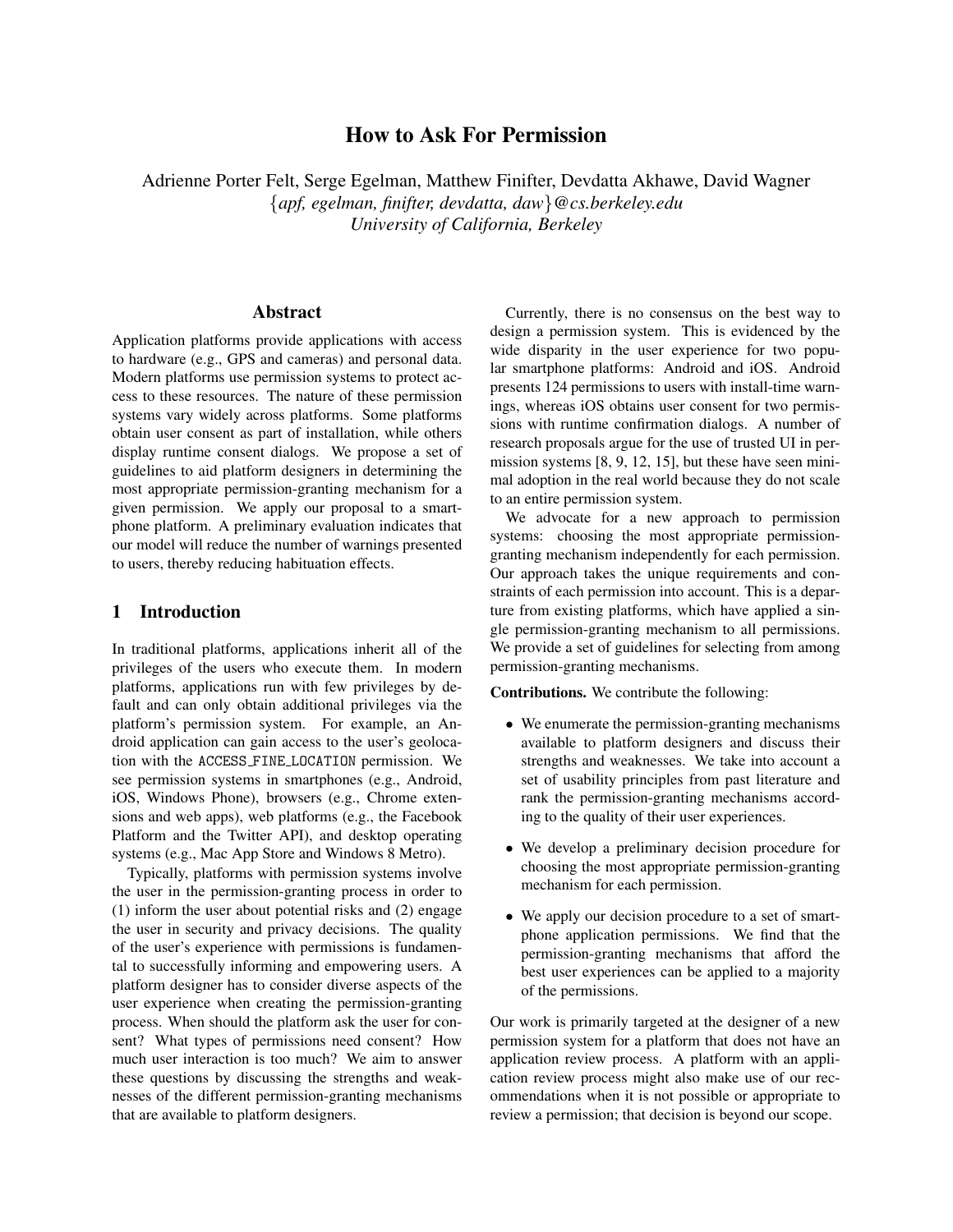# How to Ask For Permission

Adrienne Porter Felt, Serge Egelman, Matthew Finifter, Devdatta Akhawe, David Wagner
{*apf, egelman, finifter, devdatta, daw*}*@cs.berkeley.edu*
*University of California, Berkeley*

## Abstract

Application platforms provide applications with access to hardware (e.g., GPS and cameras) and personal data. Modern platforms use permission systems to protect access to these resources. The nature of these permission systems vary widely across platforms. Some platforms obtain user consent as part of installation, while others display runtime consent dialogs. We propose a set of guidelines to aid platform designers in determining the most appropriate permission-granting mechanism for a given permission. We apply our proposal to a smartphone platform. A preliminary evaluation indicates that our model will reduce the number of warnings presented to users, thereby reducing habituation effects.

## 1 Introduction

In traditional platforms, applications inherit all of the privileges of the users who execute them. In modern platforms, applications run with few privileges by default and can only obtain additional privileges via the platform's permission system. For example, an Android application can gain access to the user's geolocation with the `ACCESS_FINE_LOCATION` permission. We see permission systems in smartphones (e.g., Android, iOS, Windows Phone), browsers (e.g., Chrome extensions and web apps), web platforms (e.g., the Facebook Platform and the Twitter API), and desktop operating systems (e.g., Mac App Store and Windows 8 Metro).

Typically, platforms with permission systems involve the user in the permission-granting process in order to (1) inform the user about potential risks and (2) engage the user in security and privacy decisions. The quality of the user's experience with permissions is fundamental to successfully informing and empowering users. A platform designer has to consider diverse aspects of the user experience when creating the permission-granting process. When should the platform ask the user for consent? What types of permissions need consent? How much user interaction is too much? We aim to answer these questions by discussing the strengths and weaknesses of the different permission-granting mechanisms that are available to platform designers.

Currently, there is no consensus on the best way to design a permission system. This is evidenced by the wide disparity in the user experience for two popular smartphone platforms: Android and iOS. Android presents 124 permissions to users with install-time warnings, whereas iOS obtains user consent for two permissions with runtime confirmation dialogs. A number of research proposals argue for the use of trusted UI in permission systems [8, 9, 12, 15], but these have seen minimal adoption in the real world because they do not scale to an entire permission system.

We advocate for a new approach to permission systems: choosing the most appropriate permission-granting mechanism independently for each permission. Our approach takes the unique requirements and constraints of each permission into account. This is a departure from existing platforms, which have applied a single permission-granting mechanism to all permissions. We provide a set of guidelines for selecting from among permission-granting mechanisms.

**Contributions.** We contribute the following:

- We enumerate the permission-granting mechanisms available to platform designers and discuss their strengths and weaknesses. We take into account a set of usability principles from past literature and rank the permission-granting mechanisms according to the quality of their user experiences.
- We develop a preliminary decision procedure for choosing the most appropriate permission-granting mechanism for each permission.
- We apply our decision procedure to a set of smartphone application permissions. We find that the permission-granting mechanisms that afford the best user experiences can be applied to a majority of the permissions.

Our work is primarily targeted at the designer of a new permission system for a platform that does not have an application review process. A platform with an application review process might also make use of our recommendations when it is not possible or appropriate to review a permission; that decision is beyond our scope.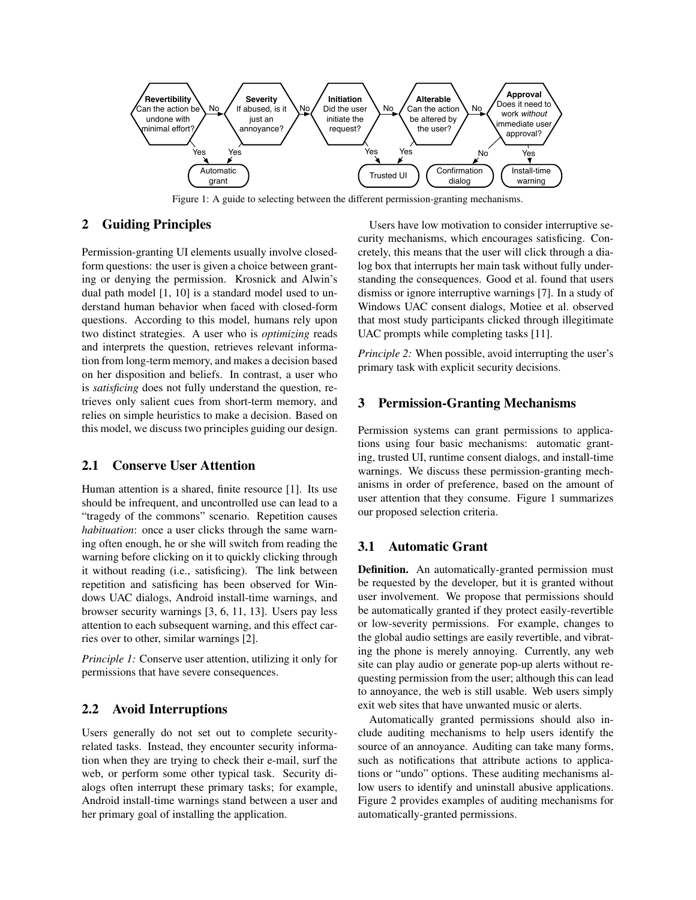Figure 1: A guide to selecting between the different permission-granting mechanisms.

## 2 Guiding Principles

Permission-granting UI elements usually involve closed-form questions: the user is given a choice between granting or denying the permission. Krosnick and Alwin's dual path model [1, 10] is a standard model used to understand human behavior when faced with closed-form questions. According to this model, humans rely upon two distinct strategies. A user who is *optimizing* reads and interprets the question, retrieves relevant information from long-term memory, and makes a decision based on her disposition and beliefs. In contrast, a user who is *satisficing* does not fully understand the question, retrieves only salient cues from short-term memory, and relies on simple heuristics to make a decision. Based on this model, we discuss two principles guiding our design.

### 2.1 Conserve User Attention

Human attention is a shared, finite resource [1]. Its use should be infrequent, and uncontrolled use can lead to a "tragedy of the commons" scenario. Repetition causes *habituation*: once a user clicks through the same warning often enough, he or she will switch from reading the warning before clicking on it to quickly clicking through it without reading (i.e., satisficing). The link between repetition and satisficing has been observed for Windows UAC dialogs, Android install-time warnings, and browser security warnings [3, 6, 11, 13]. Users pay less attention to each subsequent warning, and this effect carries over to other, similar warnings [2].

*Principle 1:* Conserve user attention, utilizing it only for permissions that have severe consequences.

### 2.2 Avoid Interruptions

Users generally do not set out to complete security-related tasks. Instead, they encounter security information when they are trying to check their e-mail, surf the web, or perform some other typical task. Security dialogs often interrupt these primary tasks; for example, Android install-time warnings stand between a user and her primary goal of installing the application.

Users have low motivation to consider interruptive security mechanisms, which encourages satisficing. Concretely, this means that the user will click through a dialog box that interrupts her main task without fully understanding the consequences. Good et al. found that users dismiss or ignore interruptive warnings [7]. In a study of Windows UAC consent dialogs, Motiee et al. observed that most study participants clicked through illegitimate UAC prompts while completing tasks [11].

*Principle 2:* When possible, avoid interrupting the user's primary task with explicit security decisions.

## 3 Permission-Granting Mechanisms

Permission systems can grant permissions to applications using four basic mechanisms: automatic granting, trusted UI, runtime consent dialogs, and install-time warnings. We discuss these permission-granting mechanisms in order of preference, based on the amount of user attention that they consume. Figure 1 summarizes our proposed selection criteria.

### 3.1 Automatic Grant

**Definition.** An automatically-granted permission must be requested by the developer, but it is granted without user involvement. We propose that permissions should be automatically granted if they protect easily-revertible or low-severity permissions. For example, changes to the global audio settings are easily revertible, and vibrating the phone is merely annoying. Currently, any web site can play audio or generate pop-up alerts without requesting permission from the user; although this can lead to annoyance, the web is still usable. Web users simply exit web sites that have unwanted music or alerts.

Automatically granted permissions should also include auditing mechanisms to help users identify the source of an annoyance. Auditing can take many forms, such as notifications that attribute actions to applications or "undo" options. These auditing mechanisms allow users to identify and uninstall abusive applications. Figure 2 provides examples of auditing mechanisms for automatically-granted permissions.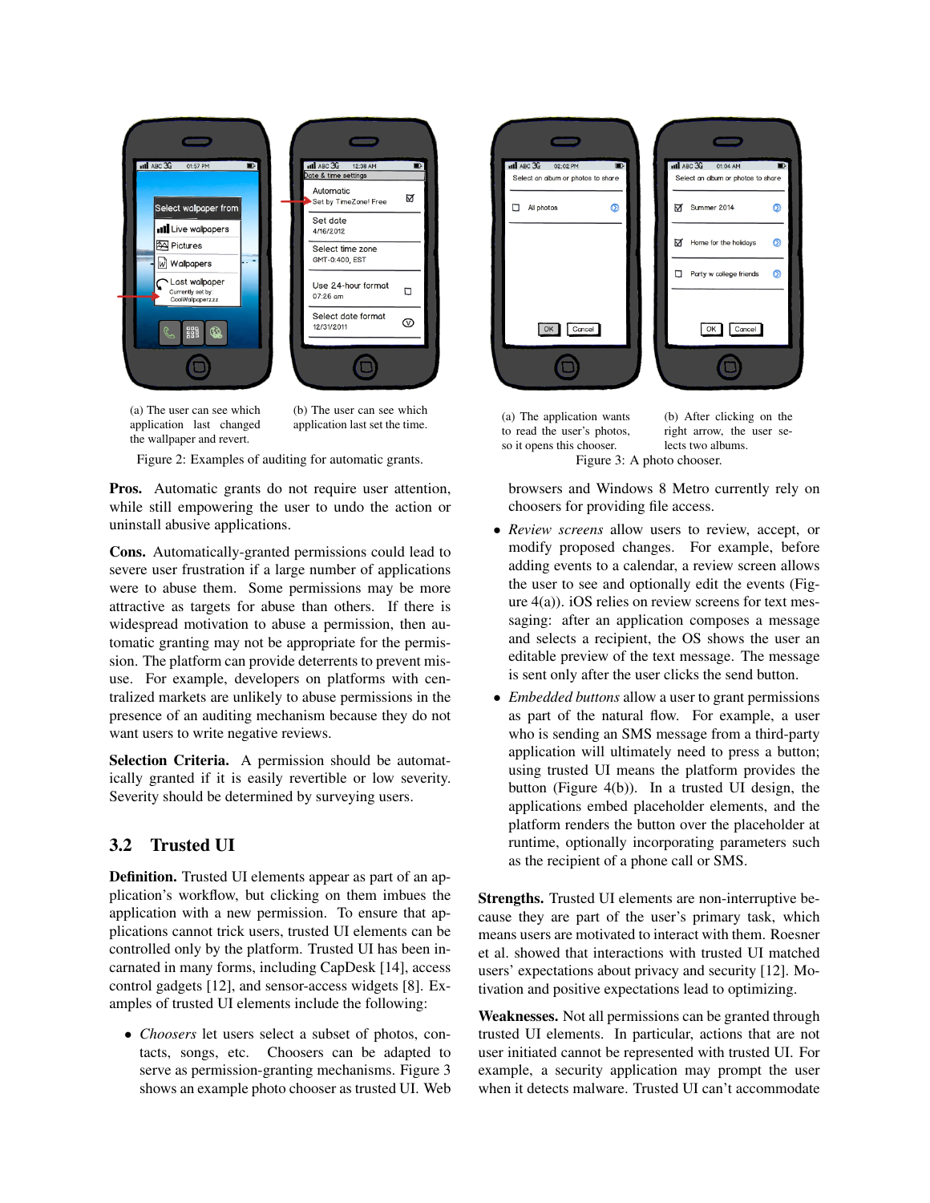(a) The user can see which application last changed the wallpaper and revert.

(b) The user can see which application last set the time.

Figure 2: Examples of auditing for automatic grants.

(a) The application wants to read the user's photos, so it opens this chooser.

(b) After clicking on the right arrow, the user selects two albums.

Figure 3: A photo chooser.

**Pros.** Automatic grants do not require user attention, while still empowering the user to undo the action or uninstall abusive applications.

**Cons.** Automatically-granted permissions could lead to severe user frustration if a large number of applications were to abuse them. Some permissions may be more attractive as targets for abuse than others. If there is widespread motivation to abuse a permission, then automatic granting may not be appropriate for the permission. The platform can provide deterrents to prevent misuse. For example, developers on platforms with centralized markets are unlikely to abuse permissions in the presence of an auditing mechanism because they do not want users to write negative reviews.

**Selection Criteria.** A permission should be automatically granted if it is easily revertible or low severity. Severity should be determined by surveying users.

## 3.2 Trusted UI

**Definition.** Trusted UI elements appear as part of an application's workflow, but clicking on them imbues the application with a new permission. To ensure that applications cannot trick users, trusted UI elements can be controlled only by the platform. Trusted UI has been incarnated in many forms, including CapDesk [14], access control gadgets [12], and sensor-access widgets [8]. Examples of trusted UI elements include the following:

- *Choosers* let users select a subset of photos, contacts, songs, etc. Choosers can be adapted to serve as permission-granting mechanisms. Figure 3 shows an example photo chooser as trusted UI. Web browsers and Windows 8 Metro currently rely on choosers for providing file access.
- *Review screens* allow users to review, accept, or modify proposed changes. For example, before adding events to a calendar, a review screen allows the user to see and optionally edit the events (Figure 4(a)). iOS relies on review screens for text messaging: after an application composes a message and selects a recipient, the OS shows the user an editable preview of the text message. The message is sent only after the user clicks the send button.
- *Embedded buttons* allow a user to grant permissions as part of the natural flow. For example, a user who is sending an SMS message from a third-party application will ultimately need to press a button; using trusted UI means the platform provides the button (Figure 4(b)). In a trusted UI design, the applications embed placeholder elements, and the platform renders the button over the placeholder at runtime, optionally incorporating parameters such as the recipient of a phone call or SMS.

**Strengths.** Trusted UI elements are non-interruptive because they are part of the user's primary task, which means users are motivated to interact with them. Roesner et al. showed that interactions with trusted UI matched users' expectations about privacy and security [12]. Motivation and positive expectations lead to optimizing.

**Weaknesses.** Not all permissions can be granted through trusted UI elements. In particular, actions that are not user initiated cannot be represented with trusted UI. For example, a security application may prompt the user when it detects malware. Trusted UI can't accommodate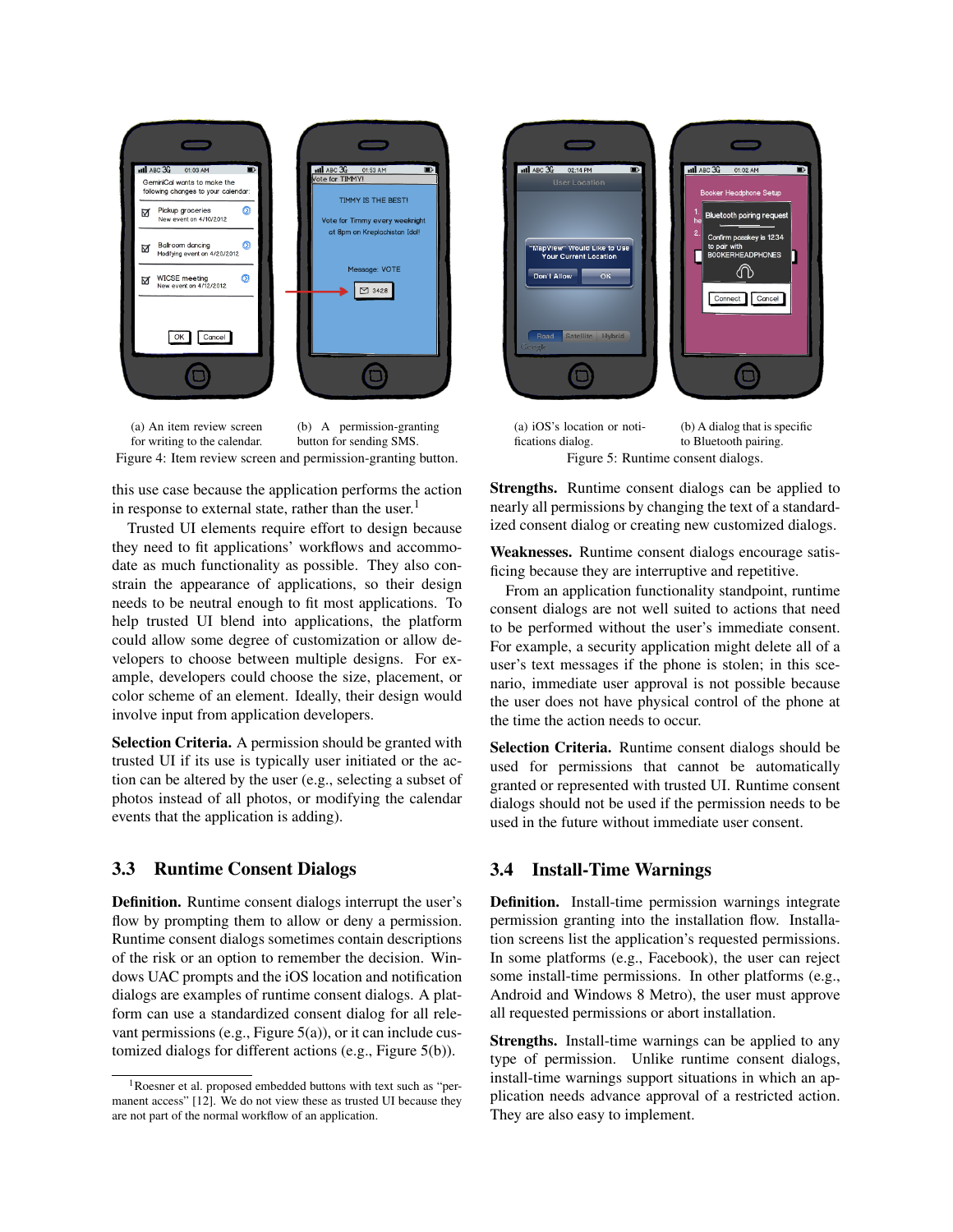(a) An item review screen for writing to the calendar.

(b) A permission-granting button for sending SMS.

Figure 4: Item review screen and permission-granting button.

(a) iOS's location or notifications dialog.

(b) A dialog that is specific to Bluetooth pairing.

Figure 5: Runtime consent dialogs.

this use case because the application performs the action in response to external state, rather than the user.[1]

Trusted UI elements require effort to design because they need to fit applications' workflows and accommodate as much functionality as possible. They also constrain the appearance of applications, so their design needs to be neutral enough to fit most applications. To help trusted UI blend into applications, the platform could allow some degree of customization or allow developers to choose between multiple designs. For example, developers could choose the size, placement, or color scheme of an element. Ideally, their design would involve input from application developers.

**Selection Criteria.** A permission should be granted with trusted UI if its use is typically user initiated or the action can be altered by the user (e.g., selecting a subset of photos instead of all photos, or modifying the calendar events that the application is adding).

## 3.3 Runtime Consent Dialogs

**Definition.** Runtime consent dialogs interrupt the user's flow by prompting them to allow or deny a permission. Runtime consent dialogs sometimes contain descriptions of the risk or an option to remember the decision. Windows UAC prompts and the iOS location and notification dialogs are examples of runtime consent dialogs. A platform can use a standardized consent dialog for all relevant permissions (e.g., Figure 5(a)), or it can include customized dialogs for different actions (e.g., Figure 5(b)).

[1]Roesner et al. proposed embedded buttons with text such as "permanent access" [12]. We do not view these as trusted UI because they are not part of the normal workflow of an application.

**Strengths.** Runtime consent dialogs can be applied to nearly all permissions by changing the text of a standardized consent dialog or creating new customized dialogs.

**Weaknesses.** Runtime consent dialogs encourage satisficing because they are interruptive and repetitive.

From an application functionality standpoint, runtime consent dialogs are not well suited to actions that need to be performed without the user's immediate consent. For example, a security application might delete all of a user's text messages if the phone is stolen; in this scenario, immediate user approval is not possible because the user does not have physical control of the phone at the time the action needs to occur.

**Selection Criteria.** Runtime consent dialogs should be used for permissions that cannot be automatically granted or represented with trusted UI. Runtime consent dialogs should not be used if the permission needs to be used in the future without immediate user consent.

## 3.4 Install-Time Warnings

**Definition.** Install-time permission warnings integrate permission granting into the installation flow. Installation screens list the application's requested permissions. In some platforms (e.g., Facebook), the user can reject some install-time permissions. In other platforms (e.g., Android and Windows 8 Metro), the user must approve all requested permissions or abort installation.

**Strengths.** Install-time warnings can be applied to any type of permission. Unlike runtime consent dialogs, install-time warnings support situations in which an application needs advance approval of a restricted action. They are also easy to implement.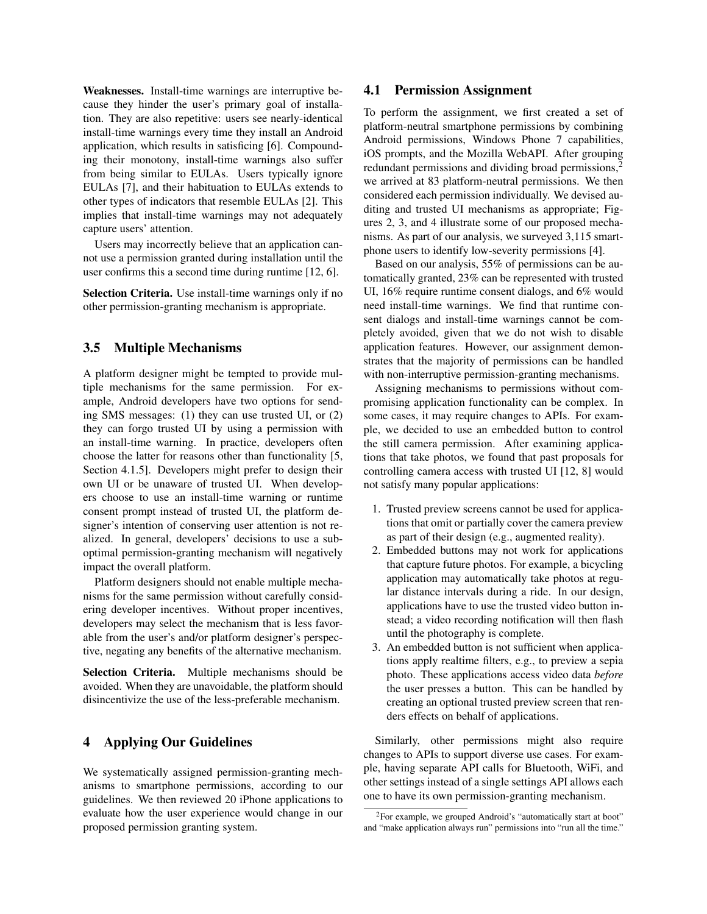**Weaknesses.** Install-time warnings are interruptive because they hinder the user's primary goal of installation. They are also repetitive: users see nearly-identical install-time warnings every time they install an Android application, which results in satisficing [6]. Compounding their monotony, install-time warnings also suffer from being similar to EULAs. Users typically ignore EULAs [7], and their habituation to EULAs extends to other types of indicators that resemble EULAs [2]. This implies that install-time warnings may not adequately capture users' attention.

Users may incorrectly believe that an application cannot use a permission granted during installation until the user confirms this a second time during runtime [12, 6].

**Selection Criteria.** Use install-time warnings only if no other permission-granting mechanism is appropriate.

### 3.5 Multiple Mechanisms

A platform designer might be tempted to provide multiple mechanisms for the same permission. For example, Android developers have two options for sending SMS messages: (1) they can use trusted UI, or (2) they can forgo trusted UI by using a permission with an install-time warning. In practice, developers often choose the latter for reasons other than functionality [5, Section 4.1.5]. Developers might prefer to design their own UI or be unaware of trusted UI. When developers choose to use an install-time warning or runtime consent prompt instead of trusted UI, the platform designer's intention of conserving user attention is not realized. In general, developers' decisions to use a sub-optimal permission-granting mechanism will negatively impact the overall platform.

Platform designers should not enable multiple mechanisms for the same permission without carefully considering developer incentives. Without proper incentives, developers may select the mechanism that is less favorable from the user's and/or platform designer's perspective, negating any benefits of the alternative mechanism.

**Selection Criteria.** Multiple mechanisms should be avoided. When they are unavoidable, the platform should disincentivize the use of the less-preferable mechanism.

## 4 Applying Our Guidelines

We systematically assigned permission-granting mechanisms to smartphone permissions, according to our guidelines. We then reviewed 20 iPhone applications to evaluate how the user experience would change in our proposed permission granting system.

### 4.1 Permission Assignment

To perform the assignment, we first created a set of platform-neutral smartphone permissions by combining Android permissions, Windows Phone 7 capabilities, iOS prompts, and the Mozilla WebAPI. After grouping redundant permissions and dividing broad permissions,[2] we arrived at 83 platform-neutral permissions. We then considered each permission individually. We devised auditing and trusted UI mechanisms as appropriate; Figures 2, 3, and 4 illustrate some of our proposed mechanisms. As part of our analysis, we surveyed 3,115 smartphone users to identify low-severity permissions [4].

Based on our analysis, 55% of permissions can be automatically granted, 23% can be represented with trusted UI, 16% require runtime consent dialogs, and 6% would need install-time warnings. We find that runtime consent dialogs and install-time warnings cannot be completely avoided, given that we do not wish to disable application features. However, our assignment demonstrates that the majority of permissions can be handled with non-interruptive permission-granting mechanisms.

Assigning mechanisms to permissions without compromising application functionality can be complex. In some cases, it may require changes to APIs. For example, we decided to use an embedded button to control the still camera permission. After examining applications that take photos, we found that past proposals for controlling camera access with trusted UI [12, 8] would not satisfy many popular applications:

1. Trusted preview screens cannot be used for applications that omit or partially cover the camera preview as part of their design (e.g., augmented reality).
2. Embedded buttons may not work for applications that capture future photos. For example, a bicycling application may automatically take photos at regular distance intervals during a ride. In our design, applications have to use the trusted video button instead; a video recording notification will then flash until the photography is complete.
3. An embedded button is not sufficient when applications apply realtime filters, e.g., to preview a sepia photo. These applications access video data *before* the user presses a button. This can be handled by creating an optional trusted preview screen that renders effects on behalf of applications.

Similarly, other permissions might also require changes to APIs to support diverse use cases. For example, having separate API calls for Bluetooth, WiFi, and other settings instead of a single settings API allows each one to have its own permission-granting mechanism.

[2] For example, we grouped Android's "automatically start at boot" and "make application always run" permissions into "run all the time."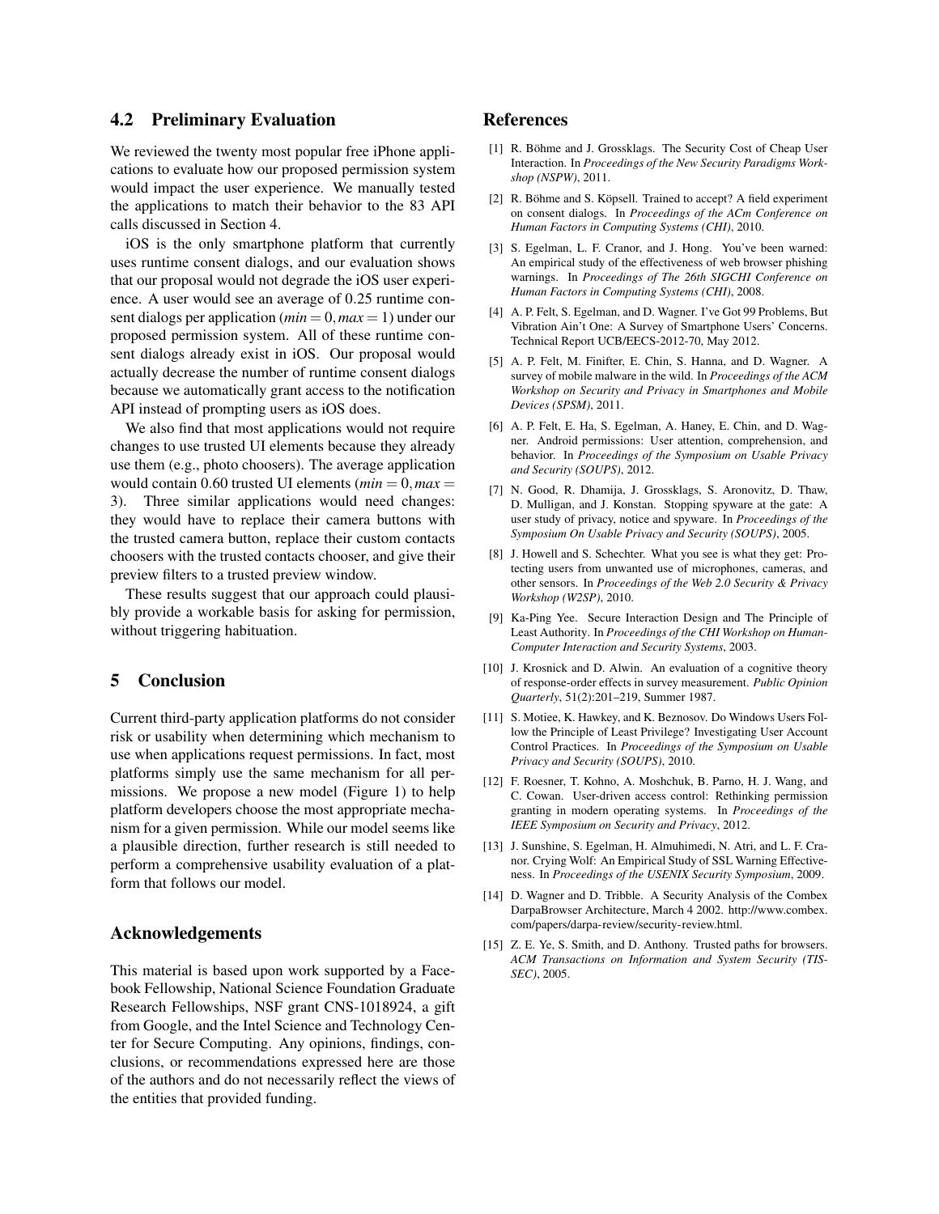### 4.2 Preliminary Evaluation

We reviewed the twenty most popular free iPhone applications to evaluate how our proposed permission system would impact the user experience. We manually tested the applications to match their behavior to the 83 API calls discussed in Section 4.

iOS is the only smartphone platform that currently uses runtime consent dialogs, and our evaluation shows that our proposal would not degrade the iOS user experience. A user would see an average of 0.25 runtime consent dialogs per application ($min = 0, max = 1$) under our proposed permission system. All of these runtime consent dialogs already exist in iOS. Our proposal would actually decrease the number of runtime consent dialogs because we automatically grant access to the notification API instead of prompting users as iOS does.

We also find that most applications would not require changes to use trusted UI elements because they already use them (e.g., photo choosers). The average application would contain 0.60 trusted UI elements ($min = 0, max = 3$). Three similar applications would need changes: they would have to replace their camera buttons with the trusted camera button, replace their custom contacts choosers with the trusted contacts chooser, and give their preview filters to a trusted preview window.

These results suggest that our approach could plausibly provide a workable basis for asking for permission, without triggering habituation.

## 5 Conclusion

Current third-party application platforms do not consider risk or usability when determining which mechanism to use when applications request permissions. In fact, most platforms simply use the same mechanism for all permissions. We propose a new model (Figure 1) to help platform developers choose the most appropriate mechanism for a given permission. While our model seems like a plausible direction, further research is still needed to perform a comprehensive usability evaluation of a platform that follows our model.

## Acknowledgements

This material is based upon work supported by a Facebook Fellowship, National Science Foundation Graduate Research Fellowships, NSF grant CNS-1018924, a gift from Google, and the Intel Science and Technology Center for Secure Computing. Any opinions, findings, conclusions, or recommendations expressed here are those of the authors and do not necessarily reflect the views of the entities that provided funding.

## References

[1] R. Böhme and J. Grossklags. The Security Cost of Cheap User Interaction. In *Proceedings of the New Security Paradigms Workshop (NSPW)*, 2011.

[2] R. Böhme and S. Köpsell. Trained to accept? A field experiment on consent dialogs. In *Proceedings of the ACm Conference on Human Factors in Computing Systems (CHI)*, 2010.

[3] S. Egelman, L. F. Cranor, and J. Hong. You've been warned: An empirical study of the effectiveness of web browser phishing warnings. In *Proceedings of The 26th SIGCHI Conference on Human Factors in Computing Systems (CHI)*, 2008.

[4] A. P. Felt, S. Egelman, and D. Wagner. I've Got 99 Problems, But Vibration Ain't One: A Survey of Smartphone Users' Concerns. Technical Report UCB/EECS-2012-70, May 2012.

[5] A. P. Felt, M. Finifter, E. Chin, S. Hanna, and D. Wagner. A survey of mobile malware in the wild. In *Proceedings of the ACM Workshop on Security and Privacy in Smartphones and Mobile Devices (SPSM)*, 2011.

[6] A. P. Felt, E. Ha, S. Egelman, A. Haney, E. Chin, and D. Wagner. Android permissions: User attention, comprehension, and behavior. In *Proceedings of the Symposium on Usable Privacy and Security (SOUPS)*, 2012.

[7] N. Good, R. Dhamija, J. Grossklags, S. Aronovitz, D. Thaw, D. Mulligan, and J. Konstan. Stopping spyware at the gate: A user study of privacy, notice and spyware. In *Proceedings of the Symposium On Usable Privacy and Security (SOUPS)*, 2005.

[8] J. Howell and S. Schechter. What you see is what they get: Protecting users from unwanted use of microphones, cameras, and other sensors. In *Proceedings of the Web 2.0 Security & Privacy Workshop (W2SP)*, 2010.

[9] Ka-Ping Yee. Secure Interaction Design and The Principle of Least Authority. In *Proceedings of the CHI Workshop on Human-Computer Interaction and Security Systems*, 2003.

[10] J. Krosnick and D. Alwin. An evaluation of a cognitive theory of response-order effects in survey measurement. *Public Opinion Quarterly*, 51(2):201–219, Summer 1987.

[11] S. Motiee, K. Hawkey, and K. Beznosov. Do Windows Users Follow the Principle of Least Privilege? Investigating User Account Control Practices. In *Proceedings of the Symposium on Usable Privacy and Security (SOUPS)*, 2010.

[12] F. Roesner, T. Kohno, A. Moshchuk, B. Parno, H. J. Wang, and C. Cowan. User-driven access control: Rethinking permission granting in modern operating systems. In *Proceedings of the IEEE Symposium on Security and Privacy*, 2012.

[13] J. Sunshine, S. Egelman, H. Almuhimedi, N. Atri, and L. F. Cranor. Crying Wolf: An Empirical Study of SSL Warning Effectiveness. In *Proceedings of the USENIX Security Symposium*, 2009.

[14] D. Wagner and D. Tribble. A Security Analysis of the Combex DarpaBrowser Architecture, March 4 2002. http://www.combex.com/papers/darpa-review/security-review.html.

[15] Z. E. Ye, S. Smith, and D. Anthony. Trusted paths for browsers. *ACM Transactions on Information and System Security (TISSEC)*, 2005.